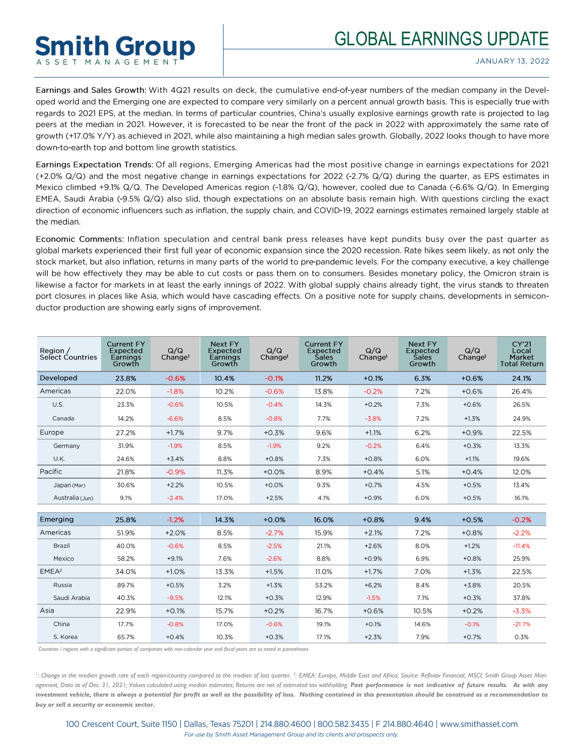# Smith Group

ASSET MANAGEMENT

# GLOBAL EARNINGS UPDATE

JANUARY 13, 2022

Earnings and Sales Growth: With 4Q21 results on deck, the cumulative end-of-year numbers of the median company in the Developed world and the Emerging one are expected to compare very similarly on a percent annual growth basis. This is especially true with regards to 2021 EPS, at the median. In terms of particular countries, China's usually explosive earnings growth rate is projected to lag peers at the median in 2021. However, it is forecasted to be near the front of the pack in 2022 with approximately the same rate of growth (+17.0% Y/Y) as achieved in 2021, while also maintaining a high median sales growth. Globally, 2022 looks though to have more down-to-earth top and bottom line growth statistics.

Earnings Expectation Trends: Of all regions, Emerging Americas had the most positive change in earnings expectations for 2021 (+2.0% Q/Q) and the most negative change in earnings expectations for 2022 (-2.7% Q/Q) during the quarter, as EPS estimates in Mexico climbed +9.1% Q/Q. The Developed Americas region (-1.8% Q/Q), however, cooled due to Canada (-6.6% Q/Q). In Emerging EMEA, Saudi Arabia (-9.5% Q/Q) also slid, though expectations on an absolute basis remain high. With questions circling the exact direction of economic influencers such as inflation, the supply chain, and COVID-19, 2022 earnings estimates remained largely stable at the median.

Economic Comments: Inflation speculation and central bank press releases have kept pundits busy over the past quarter as global markets experienced their first full year of economic expansion since the 2020 recession. Rate hikes seem likely, as not only the stock market, but also inflation, returns in many parts of the world to pre-pandemic levels. For the company executive, a key challenge will be how effectively they may be able to cut costs or pass them on to consumers. Besides monetary policy, the Omicron strain is likewise a factor for markets in at least the early innings of 2022. With global supply chains already tight, the virus stands to threaten port closures in places like Asia, which would have cascading effects. On a positive note for supply chains, developments in semiconductor production are showing early signs of improvement.

| Region / Select Countries | Current FY Expected Earnings Growth | Q/Q Change[1] | Next FY Expected Earnings Growth | Q/Q Change[1] | Current FY Expected Sales Growth | Q/Q Change[1] | Next FY Expected Sales Growth | Q/Q Change[1] | CY'21 Local Market Total Return |
|---|---|---|---|---|---|---|---|---|---|
| **Developed** | **23.8%** | **-0.6%** | **10.4%** | **-0.1%** | **11.2%** | **+0.1%** | **6.3%** | **+0.6%** | **24.1%** |
| Americas | 22.0% | -1.8% | 10.2% | -0.6% | 13.8% | -0.2% | 7.2% | +0.6% | 26.4% |
| U.S. | 23.3% | -0.6% | 10.5% | -0.4% | 14.3% | +0.2% | 7.3% | +0.6% | 26.5% |
| Canada | 14.2% | -6.6% | 8.5% | -0.8% | 7.7% | -3.8% | 7.2% | +1.3% | 24.9% |
| Europe | 27.2% | +1.7% | 9.7% | +0.3% | 9.6% | +1.1% | 6.2% | +0.9% | 22.5% |
| Germany | 31.9% | -1.9% | 8.5% | -1.9% | 9.2% | -0.2% | 6.4% | +0.3% | 13.3% |
| U.K. | 24.6% | +3.4% | 8.8% | +0.8% | 7.3% | +0.8% | 6.0% | +1.1% | 19.6% |
| Pacific | 21.8% | -0.9% | 11.3% | +0.0% | 8.9% | +0.4% | 5.1% | +0.4% | 12.0% |
| Japan (Mar) | 30.6% | +2.2% | 10.5% | +0.0% | 9.3% | +0.7% | 4.5% | +0.5% | 13.4% |
| Australia (Jun) | 9.1% | -2.4% | 17.0% | +2.5% | 4.1% | +0.9% | 6.0% | +0.5% | 16.1% |
| **Emerging** | **25.8%** | **-1.2%** | **14.3%** | **+0.0%** | **16.0%** | **+0.8%** | **9.4%** | **+0.5%** | **-0.2%** |
| Americas | 51.9% | +2.0% | 8.5% | -2.7% | 15.9% | +2.1% | 7.2% | +0.8% | -2.2% |
| Brazil | 40.0% | -0.6% | 8.5% | -2.5% | 21.1% | +2.6% | 8.0% | +1.2% | -11.4% |
| Mexico | 58.2% | +9.1% | 7.6% | -2.6% | 8.8% | +0.9% | 6.9% | +0.8% | 25.9% |
| EMEA[2] | 34.0% | +1.0% | 13.3% | +1.5% | 11.0% | +1.7% | 7.0% | +1.3% | 22.5% |
| Russia | 89.7% | +0.5% | 3.2% | +1.3% | 53.2% | +6.2% | 8.4% | +3.8% | 20.5% |
| Saudi Arabia | 40.3% | -9.5% | 12.1% | +0.3% | 12.9% | -1.5% | 7.1% | +0.3% | 37.8% |
| Asia | 22.9% | +0.1% | 15.7% | +0.2% | 16.7% | +0.6% | 10.5% | +0.2% | -3.3% |
| China | 17.7% | -0.8% | 17.0% | -0.6% | 19.1% | +0.1% | 14.6% | -0.1% | -21.7% |
| S. Korea | 65.7% | +0.4% | 10.3% | +0.3% | 17.1% | +2.3% | 7.9% | +0.7% | 0.3% |

*Countries / regions with a significant portion of companies with non-calendar year end fiscal years are so noted in parentheses*

*[1]: Change in the median growth rate of each region/country compared to the median of last quarter. [2]: EMEA: Europe, Middle East and Africa; Source: Refinitiv Financial; MSCI; Smith Group Asset Management; Data as of Dec. 31, 2021; Values calculated using median estimates; Returns are net of estimated tax withholding.* ***Past performance is not indicative of future results. As with any investment vehicle, there is always a potential for profit as well as the possibility of loss. Nothing contained in this presentation should be construed as a recommendation to buy or sell a security or economic sector.***

100 Crescent Court, Suite 1150 | Dallas, Texas 75201 | 214.880.4600 | 800.582.3435 | F 214.880.4640 | www.smithasset.com

*For use by Smith Asset Management Group and its clients and prospects only.*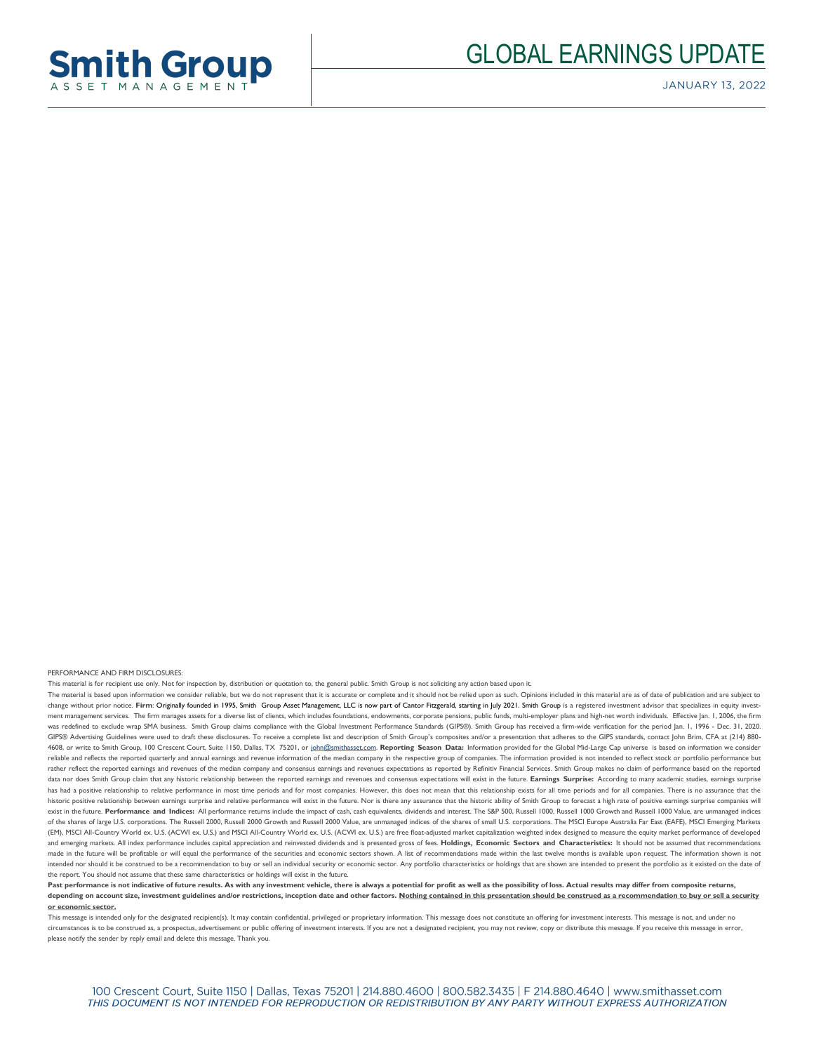# Smith Group

ASSET MANAGEMENT

# GLOBAL EARNINGS UPDATE

JANUARY 13, 2022

PERFORMANCE AND FIRM DISCLOSURES:

This material is for recipient use only. Not for inspection by, distribution or quotation to, the general public. Smith Group is not soliciting any action based upon it.

The material is based upon information we consider reliable, but we do not represent that it is accurate or complete and it should not be relied upon as such. Opinions included in this material are as of date of publication and are subject to change without prior notice. **Firm**: Originally founded in 1995, Smith Group Asset Management, LLC is now part of Cantor Fitzgerald, starting in July 2021. Smith Group is a registered investment advisor that specializes in equity investment management services. The firm manages assets for a diverse list of clients, which includes foundations, endowments, corporate pensions, public funds, multi-employer plans and high-net worth individuals. Effective Jan. 1, 2006, the firm was redefined to exclude wrap SMA business. Smith Group claims compliance with the Global Investment Performance Standards (GIPS®). Smith Group has received a firm-wide verification for the period Jan. 1, 1996 - Dec. 31, 2020. GIPS® Advertising Guidelines were used to draft these disclosures. To receive a complete list and description of Smith Group's composites and/or a presentation that adheres to the GIPS standards, contact John Brim, CFA at (214) 880-4608, or write to Smith Group, 100 Crescent Court, Suite 1150, Dallas, TX 75201, or john@smithasset.com. **Reporting Season Data:** Information provided for the Global Mid-Large Cap universe is based on information we consider reliable and reflects the reported quarterly and annual earnings and revenue information of the median company in the respective group of companies. The information provided is not intended to reflect stock or portfolio performance but rather reflect the reported earnings and revenues of the median company and consensus earnings and revenues expectations as reported by Refinitiv Financial Services. Smith Group makes no claim of performance based on the reported data nor does Smith Group claim that any historic relationship between the reported earnings and revenues and consensus expectations will exist in the future. **Earnings Surprise:** According to many academic studies, earnings surprise has had a positive relationship to relative performance in most time periods and for most companies. However, this does not mean that this relationship exists for all time periods and for all companies. There is no assurance that the historic positive relationship between earnings surprise and relative performance will exist in the future. Nor is there any assurance that the historic ability of Smith Group to forecast a high rate of positive earnings surprise companies will exist in the future. **Performance and Indices:** All performance returns include the impact of cash, cash equivalents, dividends and interest. The S&P 500, Russell 1000, Russell 1000 Growth and Russell 1000 Value, are unmanaged indices of the shares of large U.S. corporations. The Russell 2000, Russell 2000 Growth and Russell 2000 Value, are unmanaged indices of the shares of small U.S. corporations. The MSCI Europe Australia Far East (EAFE), MSCI Emerging Markets (EM), MSCI All-Country World ex. U.S. (ACWI ex. U.S.) and MSCI All-Country World ex. U.S. (ACWI ex. U.S.) are free float-adjusted market capitalization weighted index designed to measure the equity market performance of developed and emerging markets. All index performance includes capital appreciation and reinvested dividends and is presented gross of fees. **Holdings, Economic Sectors and Characteristics:** It should not be assumed that recommendations made in the future will be profitable or will equal the performance of the securities and economic sectors shown. A list of recommendations made within the last twelve months is available upon request. The information shown is not intended nor should it be construed to be a recommendation to buy or sell an individual security or economic sector. Any portfolio characteristics or holdings that are shown are intended to present the portfolio as it existed on the date of the report. You should not assume that these same characteristics or holdings will exist in the future.

**Past performance is not indicative of future results. As with any investment vehicle, there is always a potential for profit as well as the possibility of loss. Actual results may differ from composite returns, depending on account size, investment guidelines and/or restrictions, inception date and other factors. Nothing contained in this presentation should be construed as a recommendation to buy or sell a security or economic sector.**

This message is intended only for the designated recipient(s). It may contain confidential, privileged or proprietary information. This message does not constitute an offering for investment interests. This message is not, and under no circumstances is to be construed as, a prospectus, advertisement or public offering of investment interests. If you are not a designated recipient, you may not review, copy or distribute this message. If you receive this message in error, please notify the sender by reply email and delete this message. Thank you.

100 Crescent Court, Suite 1150 | Dallas, Texas 75201 | 214.880.4600 | 800.582.3435 | F 214.880.4640 | www.smithasset.com

*THIS DOCUMENT IS NOT INTENDED FOR REPRODUCTION OR REDISTRIBUTION BY ANY PARTY WITHOUT EXPRESS AUTHORIZATION*